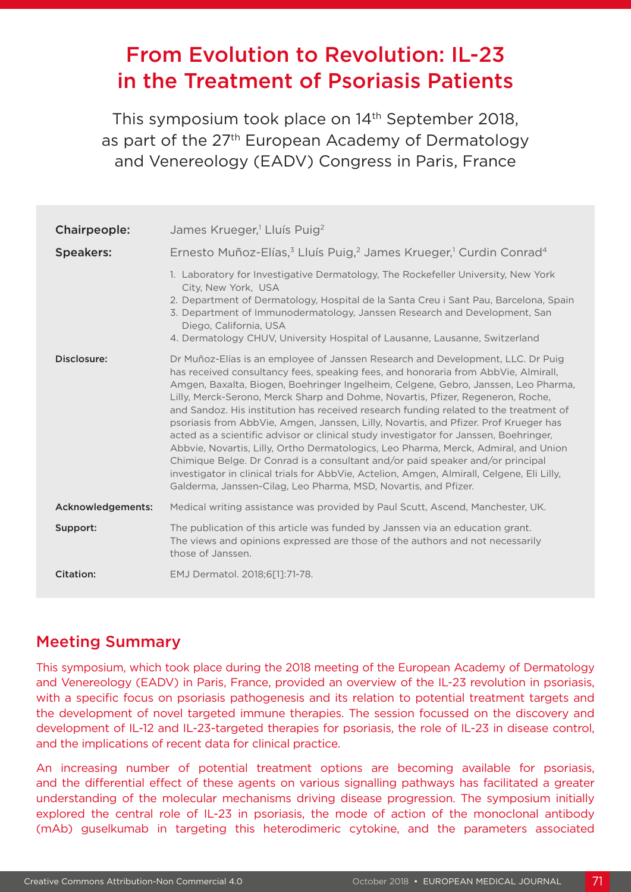# From Evolution to Revolution: IL-23 in the Treatment of Psoriasis Patients

This symposium took place on 14th September 2018, as part of the 27th European Academy of Dermatology and Venereology (EADV) Congress in Paris, France

**Chairpeople:** James Krueger,[1] Lluís Puig[2]

**Speakers:** Ernesto Muñoz-Elías,[3] Lluís Puig,[2] James Krueger,[1] Curdin Conrad[4]

1. Laboratory for Investigative Dermatology, The Rockefeller University, New York City, New York, USA
2. Department of Dermatology, Hospital de la Santa Creu i Sant Pau, Barcelona, Spain
3. Department of Immunodermatology, Janssen Research and Development, San Diego, California, USA
4. Dermatology CHUV, University Hospital of Lausanne, Lausanne, Switzerland

**Disclosure:** Dr Muñoz-Elías is an employee of Janssen Research and Development, LLC. Dr Puig has received consultancy fees, speaking fees, and honoraria from AbbVie, Almirall, Amgen, Baxalta, Biogen, Boehringer Ingelheim, Celgene, Gebro, Janssen, Leo Pharma, Lilly, Merck-Serono, Merck Sharp and Dohme, Novartis, Pfizer, Regeneron, Roche, and Sandoz. His institution has received research funding related to the treatment of psoriasis from AbbVie, Amgen, Janssen, Lilly, Novartis, and Pfizer. Prof Krueger has acted as a scientific advisor or clinical study investigator for Janssen, Boehringer, Abbvie, Novartis, Lilly, Ortho Dermatologics, Leo Pharma, Merck, Admiral, and Union Chimique Belge. Dr Conrad is a consultant and/or paid speaker and/or principal investigator in clinical trials for AbbVie, Actelion, Amgen, Almirall, Celgene, Eli Lilly, Galderma, Janssen-Cilag, Leo Pharma, MSD, Novartis, and Pfizer.

**Acknowledgements:** Medical writing assistance was provided by Paul Scutt, Ascend, Manchester, UK.

**Support:** The publication of this article was funded by Janssen via an education grant. The views and opinions expressed are those of the authors and not necessarily those of Janssen.

**Citation:** EMJ Dermatol. 2018;6[1]:71-78.

## Meeting Summary

This symposium, which took place during the 2018 meeting of the European Academy of Dermatology and Venereology (EADV) in Paris, France, provided an overview of the IL-23 revolution in psoriasis, with a specific focus on psoriasis pathogenesis and its relation to potential treatment targets and the development of novel targeted immune therapies. The session focussed on the discovery and development of IL-12 and IL-23-targeted therapies for psoriasis, the role of IL-23 in disease control, and the implications of recent data for clinical practice.

An increasing number of potential treatment options are becoming available for psoriasis, and the differential effect of these agents on various signalling pathways has facilitated a greater understanding of the molecular mechanisms driving disease progression. The symposium initially explored the central role of IL-23 in psoriasis, the mode of action of the monoclonal antibody (mAb) guselkumab in targeting this heterodimeric cytokine, and the parameters associated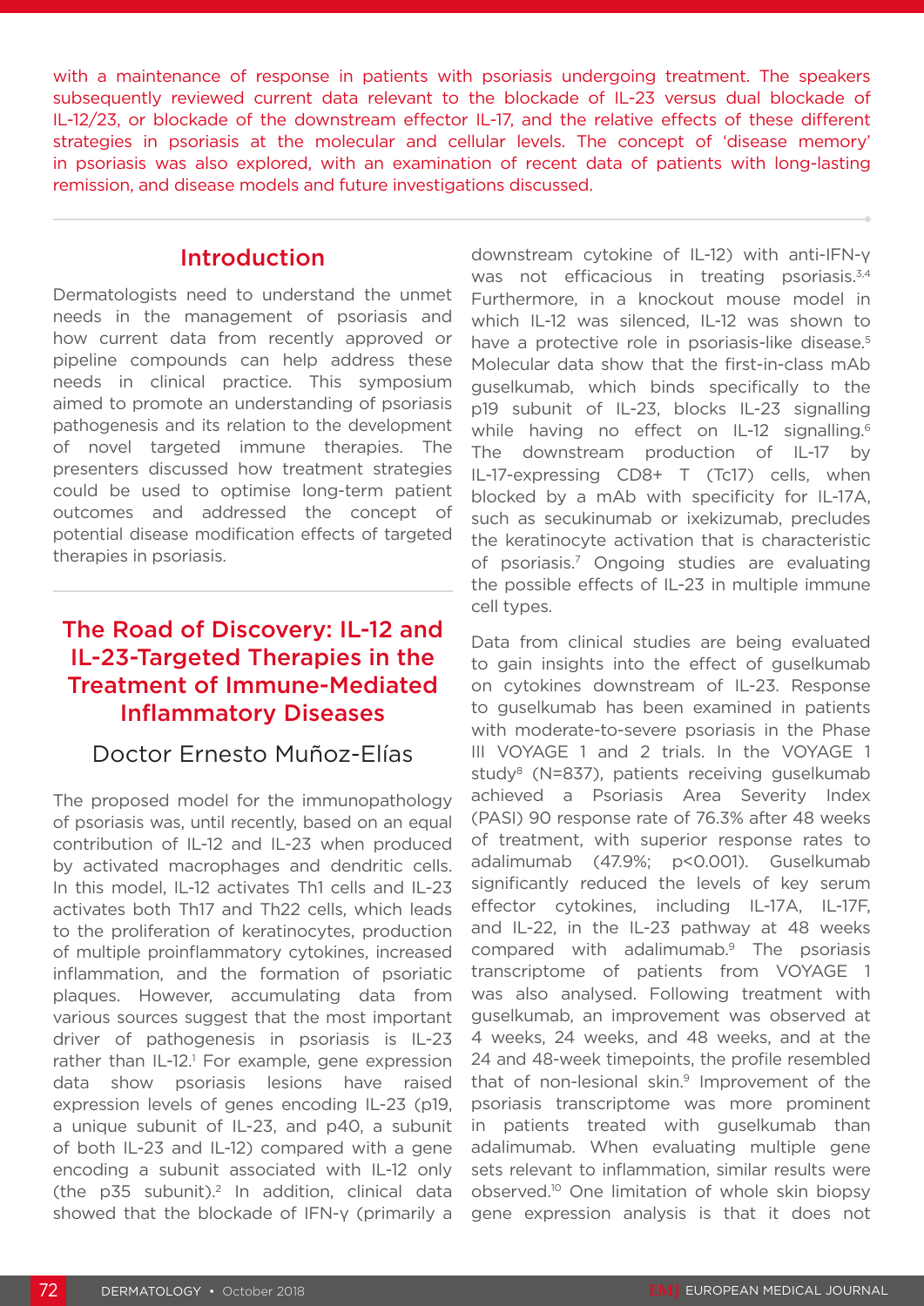with a maintenance of response in patients with psoriasis undergoing treatment. The speakers subsequently reviewed current data relevant to the blockade of IL-23 versus dual blockade of IL-12/23, or blockade of the downstream effector IL-17, and the relative effects of these different strategies in psoriasis at the molecular and cellular levels. The concept of 'disease memory' in psoriasis was also explored, with an examination of recent data of patients with long-lasting remission, and disease models and future investigations discussed.

## Introduction

Dermatologists need to understand the unmet needs in the management of psoriasis and how current data from recently approved or pipeline compounds can help address these needs in clinical practice. This symposium aimed to promote an understanding of psoriasis pathogenesis and its relation to the development of novel targeted immune therapies. The presenters discussed how treatment strategies could be used to optimise long-term patient outcomes and addressed the concept of potential disease modification effects of targeted therapies in psoriasis.

## The Road of Discovery: IL-12 and IL-23-Targeted Therapies in the Treatment of Immune-Mediated Inflammatory Diseases

### Doctor Ernesto Muñoz-Elías

The proposed model for the immunopathology of psoriasis was, until recently, based on an equal contribution of IL-12 and IL-23 when produced by activated macrophages and dendritic cells. In this model, IL-12 activates Th1 cells and IL-23 activates both Th17 and Th22 cells, which leads to the proliferation of keratinocytes, production of multiple proinflammatory cytokines, increased inflammation, and the formation of psoriatic plaques. However, accumulating data from various sources suggest that the most important driver of pathogenesis in psoriasis is IL-23 rather than IL-12.[1] For example, gene expression data show psoriasis lesions have raised expression levels of genes encoding IL-23 (p19, a unique subunit of IL-23, and p40, a subunit of both IL-23 and IL-12) compared with a gene encoding a subunit associated with IL-12 only (the p35 subunit).[2] In addition, clinical data showed that the blockade of IFN-γ (primarily a downstream cytokine of IL-12) with anti-IFN-γ was not efficacious in treating psoriasis.[3,4] Furthermore, in a knockout mouse model in which IL-12 was silenced, IL-12 was shown to have a protective role in psoriasis-like disease.[5] Molecular data show that the first-in-class mAb guselkumab, which binds specifically to the p19 subunit of IL-23, blocks IL-23 signalling while having no effect on IL-12 signalling.[6] The downstream production of IL-17 by IL-17-expressing CD8+ T (Tc17) cells, when blocked by a mAb with specificity for IL-17A, such as secukinumab or ixekizumab, precludes the keratinocyte activation that is characteristic of psoriasis.[7] Ongoing studies are evaluating the possible effects of IL-23 in multiple immune cell types.

Data from clinical studies are being evaluated to gain insights into the effect of guselkumab on cytokines downstream of IL-23. Response to guselkumab has been examined in patients with moderate-to-severe psoriasis in the Phase III VOYAGE 1 and 2 trials. In the VOYAGE 1 study[8] (N=837), patients receiving guselkumab achieved a Psoriasis Area Severity Index (PASI) 90 response rate of 76.3% after 48 weeks of treatment, with superior response rates to adalimumab (47.9%; $p<0.001$). Guselkumab significantly reduced the levels of key serum effector cytokines, including IL-17A, IL-17F, and IL-22, in the IL-23 pathway at 48 weeks compared with adalimumab.[9] The psoriasis transcriptome of patients from VOYAGE 1 was also analysed. Following treatment with guselkumab, an improvement was observed at 4 weeks, 24 weeks, and 48 weeks, and at the 24 and 48-week timepoints, the profile resembled that of non-lesional skin.[9] Improvement of the psoriasis transcriptome was more prominent in patients treated with guselkumab than adalimumab. When evaluating multiple gene sets relevant to inflammation, similar results were observed.[10] One limitation of whole skin biopsy gene expression analysis is that it does not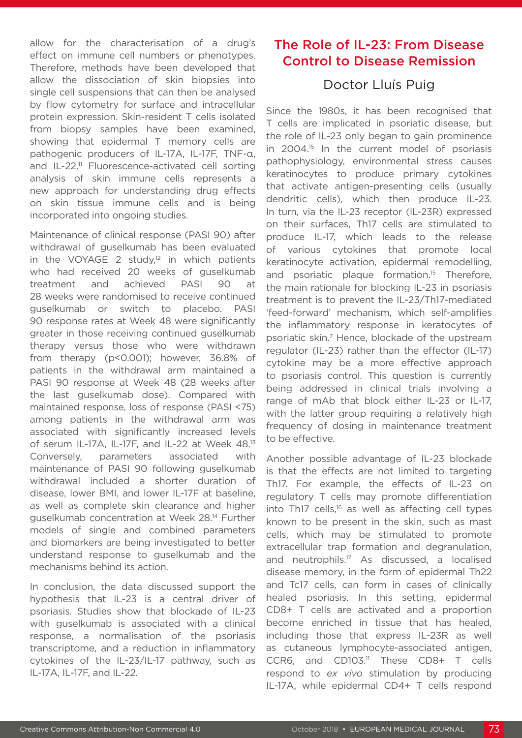allow for the characterisation of a drug's effect on immune cell numbers or phenotypes. Therefore, methods have been developed that allow the dissociation of skin biopsies into single cell suspensions that can then be analysed by flow cytometry for surface and intracellular protein expression. Skin-resident T cells isolated from biopsy samples have been examined, showing that epidermal T memory cells are pathogenic producers of IL-17A, IL-17F, TNF-α, and IL-22.[11] Fluorescence-activated cell sorting analysis of skin immune cells represents a new approach for understanding drug effects on skin tissue immune cells and is being incorporated into ongoing studies.

Maintenance of clinical response (PASI 90) after withdrawal of guselkumab has been evaluated in the VOYAGE 2 study,[12] in which patients who had received 20 weeks of guselkumab treatment and achieved PASI 90 at 28 weeks were randomised to receive continued guselkumab or switch to placebo. PASI 90 response rates at Week 48 were significantly greater in those receiving continued guselkumab therapy versus those who were withdrawn from therapy ($p<0.001$); however, 36.8% of patients in the withdrawal arm maintained a PASI 90 response at Week 48 (28 weeks after the last guselkumab dose). Compared with maintained response, loss of response (PASI <75) among patients in the withdrawal arm was associated with significantly increased levels of serum IL-17A, IL-17F, and IL-22 at Week 48.[13] Conversely, parameters associated with maintenance of PASI 90 following guselkumab withdrawal included a shorter duration of disease, lower BMI, and lower IL-17F at baseline, as well as complete skin clearance and higher guselkumab concentration at Week 28.[14] Further models of single and combined parameters and biomarkers are being investigated to better understand response to guselkumab and the mechanisms behind its action.

In conclusion, the data discussed support the hypothesis that IL-23 is a central driver of psoriasis. Studies show that blockade of IL-23 with guselkumab is associated with a clinical response, a normalisation of the psoriasis transcriptome, and a reduction in inflammatory cytokines of the IL-23/IL-17 pathway, such as IL-17A, IL-17F, and IL-22.

## The Role of IL-23: From Disease Control to Disease Remission

### Doctor Lluís Puig

Since the 1980s, it has been recognised that T cells are implicated in psoriatic disease, but the role of IL-23 only began to gain prominence in 2004.[15] In the current model of psoriasis pathophysiology, environmental stress causes keratinocytes to produce primary cytokines that activate antigen-presenting cells (usually dendritic cells), which then produce IL-23. In turn, via the IL-23 receptor (IL-23R) expressed on their surfaces, Th17 cells are stimulated to produce IL-17, which leads to the release of various cytokines that promote local keratinocyte activation, epidermal remodelling, and psoriatic plaque formation.[15] Therefore, the main rationale for blocking IL-23 in psoriasis treatment is to prevent the IL-23/Th17-mediated 'feed-forward' mechanism, which self-amplifies the inflammatory response in keratocytes of psoriatic skin.[7] Hence, blockade of the upstream regulator (IL-23) rather than the effector (IL-17) cytokine may be a more effective approach to psoriasis control. This question is currently being addressed in clinical trials involving a range of mAb that block either IL-23 or IL-17, with the latter group requiring a relatively high frequency of dosing in maintenance treatment to be effective.

Another possible advantage of IL-23 blockade is that the effects are not limited to targeting Th17. For example, the effects of IL-23 on regulatory T cells may promote differentiation into Th17 cells,[16] as well as affecting cell types known to be present in the skin, such as mast cells, which may be stimulated to promote extracellular trap formation and degranulation, and neutrophils.[17] As discussed, a localised disease memory, in the form of epidermal Th22 and Tc17 cells, can form in cases of clinically healed psoriasis. In this setting, epidermal CD8+ T cells are activated and a proportion become enriched in tissue that has healed, including those that express IL-23R as well as cutaneous lymphocyte-associated antigen, CCR6, and CD103.[11] These CD8+ T cells respond to *ex vivo* stimulation by producing IL-17A, while epidermal CD4+ T cells respond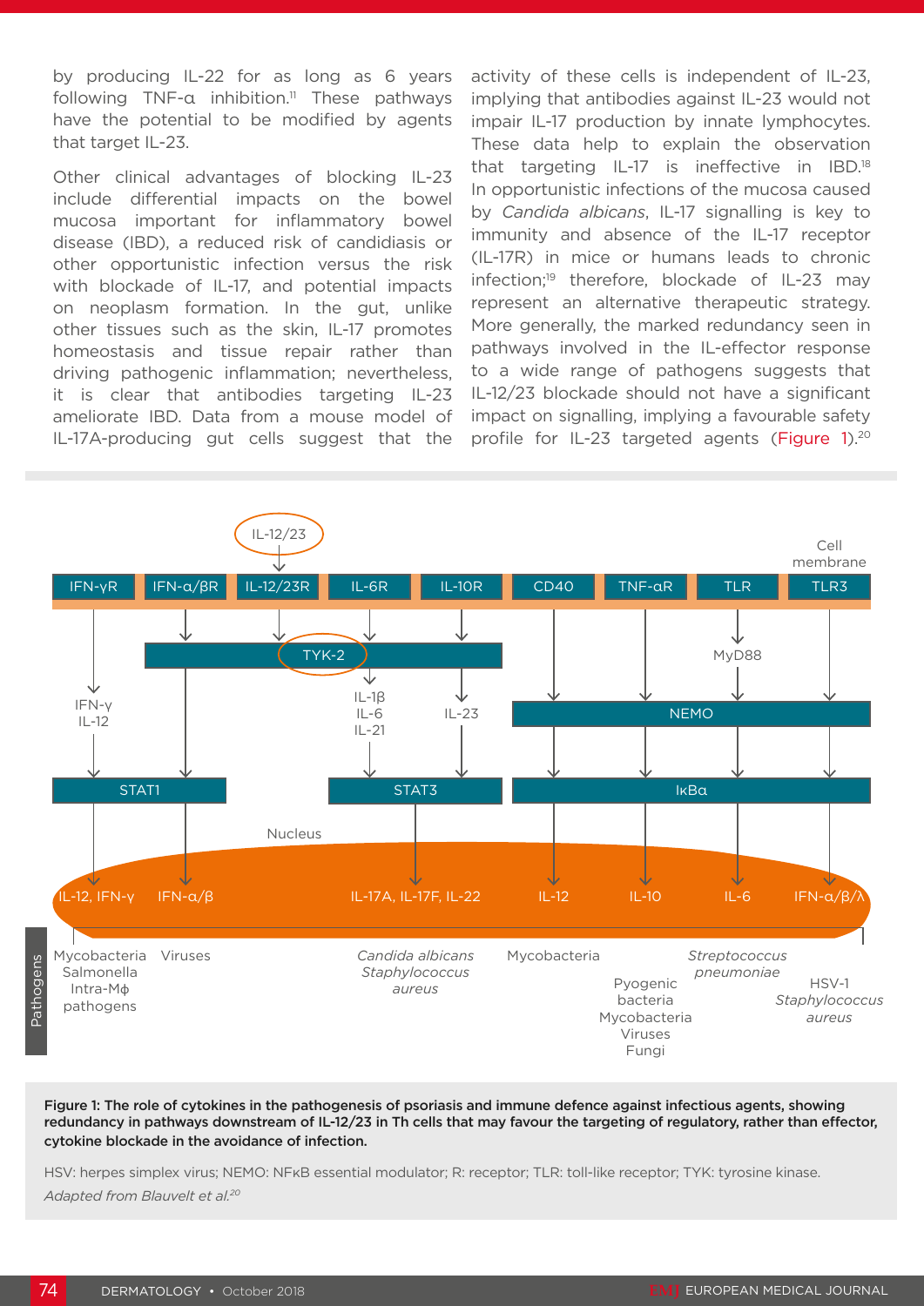by producing IL-22 for as long as 6 years following TNF-α inhibition.[11] These pathways have the potential to be modified by agents that target IL-23.

Other clinical advantages of blocking IL-23 include differential impacts on the bowel mucosa important for inflammatory bowel disease (IBD), a reduced risk of candidiasis or other opportunistic infection versus the risk with blockade of IL-17, and potential impacts on neoplasm formation. In the gut, unlike other tissues such as the skin, IL-17 promotes homeostasis and tissue repair rather than driving pathogenic inflammation; nevertheless, it is clear that antibodies targeting IL-23 ameliorate IBD. Data from a mouse model of IL-17A-producing gut cells suggest that the activity of these cells is independent of IL-23, implying that antibodies against IL-23 would not impair IL-17 production by innate lymphocytes. These data help to explain the observation that targeting IL-17 is ineffective in IBD.[18] In opportunistic infections of the mucosa caused by *Candida albicans*, IL-17 signalling is key to immunity and absence of the IL-17 receptor (IL-17R) in mice or humans leads to chronic infection;[19] therefore, blockade of IL-23 may represent an alternative therapeutic strategy. More generally, the marked redundancy seen in pathways involved in the IL-effector response to a wide range of pathogens suggests that IL-12/23 blockade should not have a significant impact on signalling, implying a favourable safety profile for IL-23 targeted agents (Figure 1).[20]

**Figure 1: The role of cytokines in the pathogenesis of psoriasis and immune defence against infectious agents, showing redundancy in pathways downstream of IL-12/23 in Th cells that may favour the targeting of regulatory, rather than effector, cytokine blockade in the avoidance of infection.**

HSV: herpes simplex virus; NEMO: NFκB essential modulator; R: receptor; TLR: toll-like receptor; TYK: tyrosine kinase.

*Adapted from Blauvelt et al.[20]*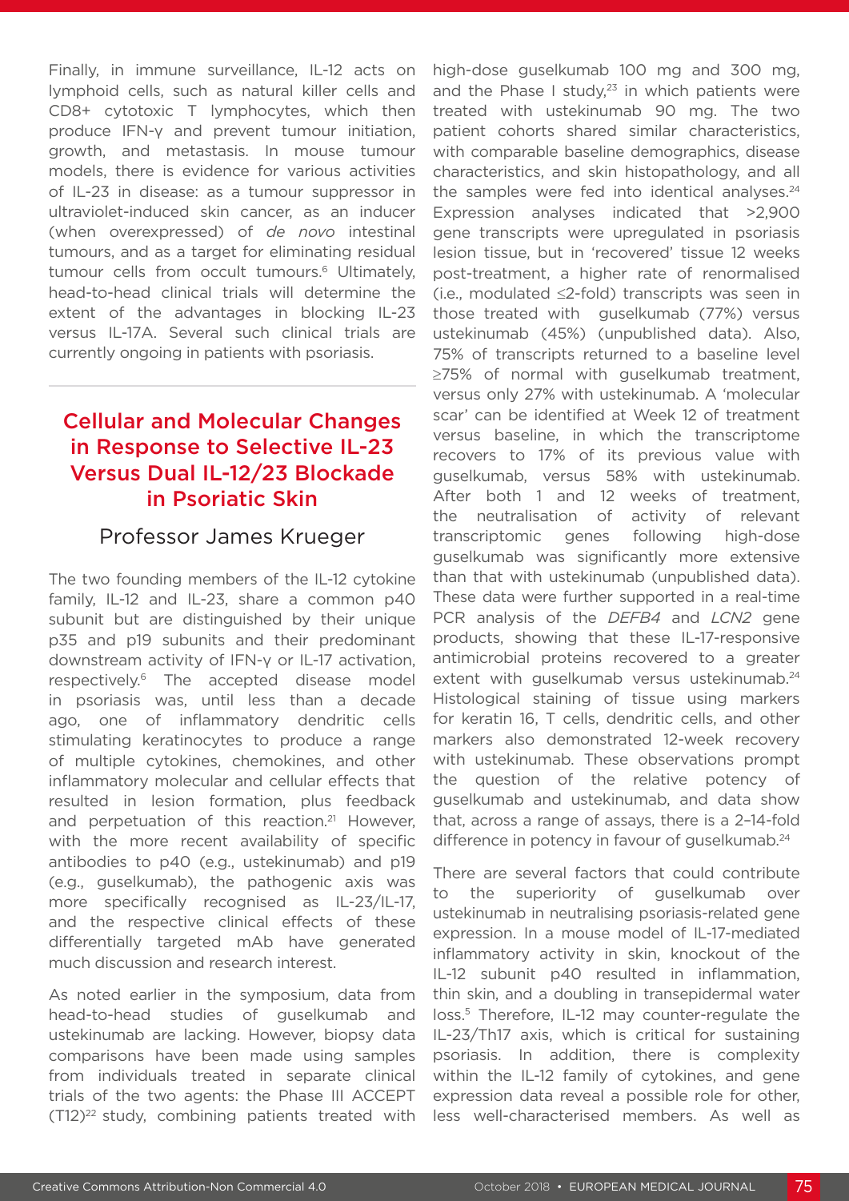Finally, in immune surveillance, IL-12 acts on lymphoid cells, such as natural killer cells and CD8+ cytotoxic T lymphocytes, which then produce IFN-γ and prevent tumour initiation, growth, and metastasis. In mouse tumour models, there is evidence for various activities of IL-23 in disease: as a tumour suppressor in ultraviolet-induced skin cancer, as an inducer (when overexpressed) of *de novo* intestinal tumours, and as a target for eliminating residual tumour cells from occult tumours.[6] Ultimately, head-to-head clinical trials will determine the extent of the advantages in blocking IL-23 versus IL-17A. Several such clinical trials are currently ongoing in patients with psoriasis.

## Cellular and Molecular Changes in Response to Selective IL-23 Versus Dual IL-12/23 Blockade in Psoriatic Skin

### Professor James Krueger

The two founding members of the IL-12 cytokine family, IL-12 and IL-23, share a common p40 subunit but are distinguished by their unique p35 and p19 subunits and their predominant downstream activity of IFN-γ or IL-17 activation, respectively.[6] The accepted disease model in psoriasis was, until less than a decade ago, one of inflammatory dendritic cells stimulating keratinocytes to produce a range of multiple cytokines, chemokines, and other inflammatory molecular and cellular effects that resulted in lesion formation, plus feedback and perpetuation of this reaction.[21] However, with the more recent availability of specific antibodies to p40 (e.g., ustekinumab) and p19 (e.g., guselkumab), the pathogenic axis was more specifically recognised as IL-23/IL-17, and the respective clinical effects of these differentially targeted mAb have generated much discussion and research interest.

As noted earlier in the symposium, data from head-to-head studies of guselkumab and ustekinumab are lacking. However, biopsy data comparisons have been made using samples from individuals treated in separate clinical trials of the two agents: the Phase III ACCEPT (T12)[22] study, combining patients treated with high-dose guselkumab 100 mg and 300 mg, and the Phase I study,[23] in which patients were treated with ustekinumab 90 mg. The two patient cohorts shared similar characteristics, with comparable baseline demographics, disease characteristics, and skin histopathology, and all the samples were fed into identical analyses.[24] Expression analyses indicated that >2,900 gene transcripts were upregulated in psoriasis lesion tissue, but in 'recovered' tissue 12 weeks post-treatment, a higher rate of renormalised (i.e., modulated ≤2-fold) transcripts was seen in those treated with guselkumab (77%) versus ustekinumab (45%) (unpublished data). Also, 75% of transcripts returned to a baseline level ≥75% of normal with guselkumab treatment, versus only 27% with ustekinumab. A 'molecular scar' can be identified at Week 12 of treatment versus baseline, in which the transcriptome recovers to 17% of its previous value with guselkumab, versus 58% with ustekinumab. After both 1 and 12 weeks of treatment, the neutralisation of activity of relevant transcriptomic genes following high-dose guselkumab was significantly more extensive than that with ustekinumab (unpublished data). These data were further supported in a real-time PCR analysis of the *DEFB4* and *LCN2* gene products, showing that these IL-17-responsive antimicrobial proteins recovered to a greater extent with guselkumab versus ustekinumab.[24] Histological staining of tissue using markers for keratin 16, T cells, dendritic cells, and other markers also demonstrated 12-week recovery with ustekinumab. These observations prompt the question of the relative potency of guselkumab and ustekinumab, and data show that, across a range of assays, there is a 2–14-fold difference in potency in favour of guselkumab.[24]

There are several factors that could contribute to the superiority of guselkumab over ustekinumab in neutralising psoriasis-related gene expression. In a mouse model of IL-17-mediated inflammatory activity in skin, knockout of the IL-12 subunit p40 resulted in inflammation, thin skin, and a doubling in transepidermal water loss.[5] Therefore, IL-12 may counter-regulate the IL-23/Th17 axis, which is critical for sustaining psoriasis. In addition, there is complexity within the IL-12 family of cytokines, and gene expression data reveal a possible role for other, less well-characterised members. As well as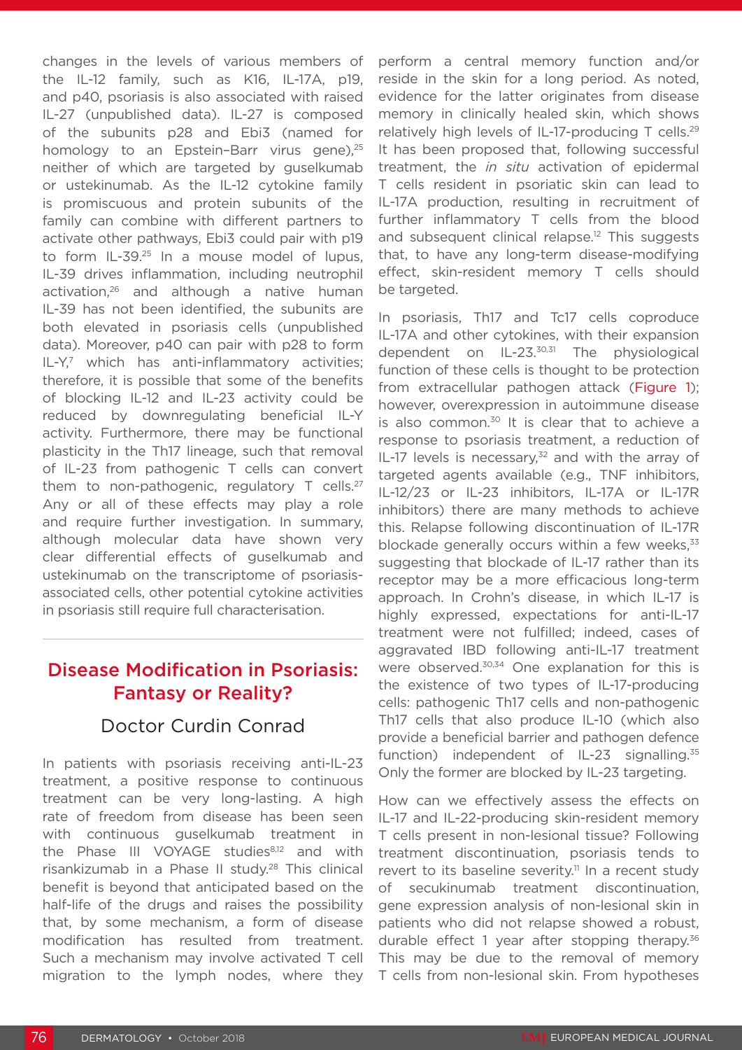changes in the levels of various members of the IL-12 family, such as K16, IL-17A, p19, and p40, psoriasis is also associated with raised IL-27 (unpublished data). IL-27 is composed of the subunits p28 and Ebi3 (named for homology to an Epstein–Barr virus gene),[25] neither of which are targeted by guselkumab or ustekinumab. As the IL-12 cytokine family is promiscuous and protein subunits of the family can combine with different partners to activate other pathways, Ebi3 could pair with p19 to form IL-39.[25] In a mouse model of lupus, IL-39 drives inflammation, including neutrophil activation,[26] and although a native human IL-39 has not been identified, the subunits are both elevated in psoriasis cells (unpublished data). Moreover, p40 can pair with p28 to form IL-Y,[7] which has anti-inflammatory activities; therefore, it is possible that some of the benefits of blocking IL-12 and IL-23 activity could be reduced by downregulating beneficial IL-Y activity. Furthermore, there may be functional plasticity in the Th17 lineage, such that removal of IL-23 from pathogenic T cells can convert them to non-pathogenic, regulatory T cells.[27] Any or all of these effects may play a role and require further investigation. In summary, although molecular data have shown very clear differential effects of guselkumab and ustekinumab on the transcriptome of psoriasis-associated cells, other potential cytokine activities in psoriasis still require full characterisation.

## Disease Modification in Psoriasis: Fantasy or Reality?

### Doctor Curdin Conrad

In patients with psoriasis receiving anti-IL-23 treatment, a positive response to continuous treatment can be very long-lasting. A high rate of freedom from disease has been seen with continuous guselkumab treatment in the Phase III VOYAGE studies[8,12] and with risankizumab in a Phase II study.[28] This clinical benefit is beyond that anticipated based on the half-life of the drugs and raises the possibility that, by some mechanism, a form of disease modification has resulted from treatment. Such a mechanism may involve activated T cell migration to the lymph nodes, where they perform a central memory function and/or reside in the skin for a long period. As noted, evidence for the latter originates from disease memory in clinically healed skin, which shows relatively high levels of IL-17-producing T cells.[29] It has been proposed that, following successful treatment, the *in situ* activation of epidermal T cells resident in psoriatic skin can lead to IL-17A production, resulting in recruitment of further inflammatory T cells from the blood and subsequent clinical relapse.[12] This suggests that, to have any long-term disease-modifying effect, skin-resident memory T cells should be targeted.

In psoriasis, Th17 and Tc17 cells coproduce IL-17A and other cytokines, with their expansion dependent on IL-23.[30,31] The physiological function of these cells is thought to be protection from extracellular pathogen attack (Figure 1); however, overexpression in autoimmune disease is also common.[30] It is clear that to achieve a response to psoriasis treatment, a reduction of IL-17 levels is necessary,[32] and with the array of targeted agents available (e.g., TNF inhibitors, IL-12/23 or IL-23 inhibitors, IL-17A or IL-17R inhibitors) there are many methods to achieve this. Relapse following discontinuation of IL-17R blockade generally occurs within a few weeks,[33] suggesting that blockade of IL-17 rather than its receptor may be a more efficacious long-term approach. In Crohn's disease, in which IL-17 is highly expressed, expectations for anti-IL-17 treatment were not fulfilled; indeed, cases of aggravated IBD following anti-IL-17 treatment were observed.[30,34] One explanation for this is the existence of two types of IL-17-producing cells: pathogenic Th17 cells and non-pathogenic Th17 cells that also produce IL-10 (which also provide a beneficial barrier and pathogen defence function) independent of IL-23 signalling.[35] Only the former are blocked by IL-23 targeting.

How can we effectively assess the effects on IL-17 and IL-22-producing skin-resident memory T cells present in non-lesional tissue? Following treatment discontinuation, psoriasis tends to revert to its baseline severity.[11] In a recent study of secukinumab treatment discontinuation, gene expression analysis of non-lesional skin in patients who did not relapse showed a robust, durable effect 1 year after stopping therapy.[36] This may be due to the removal of memory T cells from non-lesional skin. From hypotheses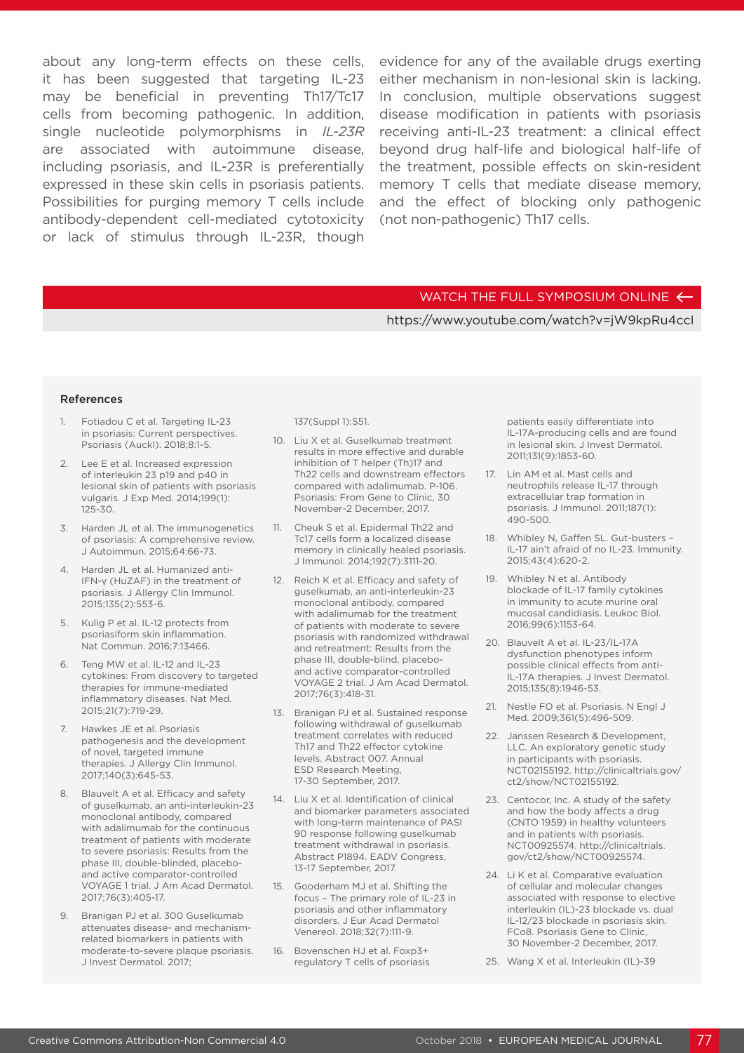about any long-term effects on these cells, it has been suggested that targeting IL-23 may be beneficial in preventing Th17/Tc17 cells from becoming pathogenic. In addition, single nucleotide polymorphisms in *IL-23R* are associated with autoimmune disease, including psoriasis, and IL-23R is preferentially expressed in these skin cells in psoriasis patients. Possibilities for purging memory T cells include antibody-dependent cell-mediated cytotoxicity or lack of stimulus through IL-23R, though evidence for any of the available drugs exerting either mechanism in non-lesional skin is lacking. In conclusion, multiple observations suggest disease modification in patients with psoriasis receiving anti-IL-23 treatment: a clinical effect beyond drug half-life and biological half-life of the treatment, possible effects on skin-resident memory T cells that mediate disease memory, and the effect of blocking only pathogenic (not non-pathogenic) Th17 cells.

WATCH THE FULL SYMPOSIUM ONLINE ←

https://www.youtube.com/watch?v=jW9kpRu4ccI

### References

1. Fotiadou C et al. Targeting IL-23 in psoriasis: Current perspectives. Psoriasis (Auckl). 2018;8:1-5.
2. Lee E et al. Increased expression of interleukin 23 p19 and p40 in lesional skin of patients with psoriasis vulgaris. J Exp Med. 2014;199(1):125-30.
3. Harden JL et al. The immunogenetics of psoriasis: A comprehensive review. J Autoimmun. 2015;64:66-73.
4. Harden JL et al. Humanized anti-IFN-γ (HuZAF) in the treatment of psoriasis. J Allergy Clin Immunol. 2015;135(2):553-6.
5. Kulig P et al. IL-12 protects from psoriasiform skin inflammation. Nat Commun. 2016;7:13466.
6. Teng MW et al. IL-12 and IL-23 cytokines: From discovery to targeted therapies for immune-mediated inflammatory diseases. Nat Med. 2015;21(7):719-29.
7. Hawkes JE et al. Psoriasis pathogenesis and the development of novel, targeted immune therapies. J Allergy Clin Immunol. 2017;140(3):645-53.
8. Blauvelt A et al. Efficacy and safety of guselkumab, an anti-interleukin-23 monoclonal antibody, compared with adalimumab for the continuous treatment of patients with moderate to severe psoriasis: Results from the phase III, double-blinded, placebo- and active comparator-controlled VOYAGE 1 trial. J Am Acad Dermatol. 2017;76(3):405-17.
9. Branigan PJ et al. 300 Guselkumab attenuates disease- and mechanism-related biomarkers in patients with moderate-to-severe plaque psoriasis. J Invest Dermatol. 2017;137(Suppl 1):S51.
10. Liu X et al. Guselkumab treatment results in more effective and durable inhibition of T helper (Th)17 and Th22 cells and downstream effectors compared with adalimumab. P-106. Psoriasis: From Gene to Clinic, 30 November-2 December, 2017.
11. Cheuk S et al. Epidermal Th22 and Tc17 cells form a localized disease memory in clinically healed psoriasis. J Immunol. 2014;192(7):3111-20.
12. Reich K et al. Efficacy and safety of guselkumab, an anti-interleukin-23 monoclonal antibody, compared with adalimumab for the treatment of patients with moderate to severe psoriasis with randomized withdrawal and retreatment: Results from the phase III, double-blind, placebo- and active comparator-controlled VOYAGE 2 trial. J Am Acad Dermatol. 2017;76(3):418-31.
13. Branigan PJ et al. Sustained response following withdrawal of guselkumab treatment correlates with reduced Th17 and Th22 effector cytokine levels. Abstract 007. Annual ESD Research Meeting, 17-30 September, 2017.
14. Liu X et al. Identification of clinical and biomarker parameters associated with long-term maintenance of PASI 90 response following guselkumab treatment withdrawal in psoriasis. Abstract P1894. EADV Congress, 13-17 September, 2017.
15. Gooderham MJ et al. Shifting the focus – The primary role of IL-23 in psoriasis and other inflammatory disorders. J Eur Acad Dermatol Venereol. 2018;32(7):111-9.
16. Bovenschen HJ et al. Foxp3+ regulatory T cells of psoriasis patients easily differentiate into IL-17A-producing cells and are found in lesional skin. J Invest Dermatol. 2011;131(9):1853-60.
17. Lin AM et al. Mast cells and neutrophils release IL-17 through extracellular trap formation in psoriasis. J Immunol. 2011;187(1):490-500.
18. Whibley N, Gaffen SL. Gut-busters – IL-17 ain't afraid of no IL-23. Immunity. 2015;43(4):620-2.
19. Whibley N et al. Antibody blockade of IL-17 family cytokines in immunity to acute murine oral mucosal candidiasis. Leukoc Biol. 2016;99(6):1153-64.
20. Blauvelt A et al. IL-23/IL-17A dysfunction phenotypes inform possible clinical effects from anti-IL-17A therapies. J Invest Dermatol. 2015;135(8):1946-53.
21. Nestle FO et al. Psoriasis. N Engl J Med. 2009;361(5):496-509.
22. Janssen Research & Development, LLC. An exploratory genetic study in participants with psoriasis. NCT02155192. http://clinicaltrials.gov/ct2/show/NCT02155192.
23. Centocor, Inc. A study of the safety and how the body affects a drug (CNTO 1959) in healthy volunteers and in patients with psoriasis. NCT00925574. http://clinicaltrials.gov/ct2/show/NCT00925574.
24. Li K et al. Comparative evaluation of cellular and molecular changes associated with response to elective interleukin (IL)-23 blockade vs. dual IL-12/23 blockade in psoriasis skin. FCo8. Psoriasis Gene to Clinic, 30 November-2 December, 2017.
25. Wang X et al. Interleukin (IL)-39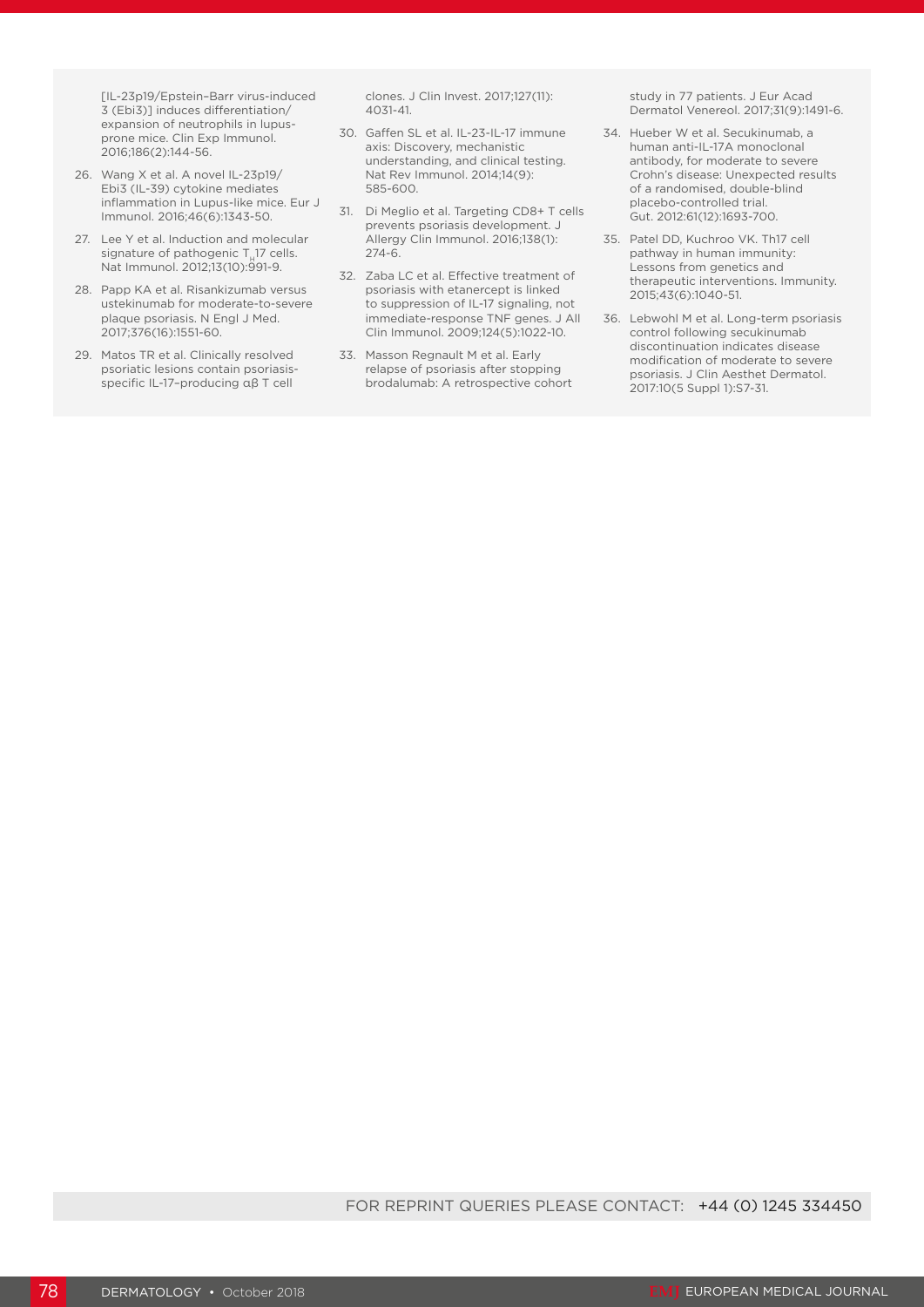[IL-23p19/Epstein–Barr virus-induced 3 (Ebi3)] induces differentiation/expansion of neutrophils in lupus-prone mice. Clin Exp Immunol. 2016;186(2):144-56.

26. Wang X et al. A novel IL-23p19/Ebi3 (IL-39) cytokine mediates inflammation in Lupus-like mice. Eur J Immunol. 2016;46(6):1343-50.
27. Lee Y et al. Induction and molecular signature of pathogenic $T_H17$ cells. Nat Immunol. 2012;13(10):991-9.
28. Papp KA et al. Risankizumab versus ustekinumab for moderate-to-severe plaque psoriasis. N Engl J Med. 2017;376(16):1551-60.
29. Matos TR et al. Clinically resolved psoriatic lesions contain psoriasis-specific IL-17–producing αβ T cell clones. J Clin Invest. 2017;127(11):4031-41.
30. Gaffen SL et al. IL-23-IL-17 immune axis: Discovery, mechanistic understanding, and clinical testing. Nat Rev Immunol. 2014;14(9):585-600.
31. Di Meglio et al. Targeting CD8+ T cells prevents psoriasis development. J Allergy Clin Immunol. 2016;138(1):274-6.
32. Zaba LC et al. Effective treatment of psoriasis with etanercept is linked to suppression of IL-17 signaling, not immediate-response TNF genes. J All Clin Immunol. 2009;124(5):1022-10.
33. Masson Regnault M et al. Early relapse of psoriasis after stopping brodalumab: A retrospective cohort study in 77 patients. J Eur Acad Dermatol Venereol. 2017;31(9):1491-6.
34. Hueber W et al. Secukinumab, a human anti-IL-17A monoclonal antibody, for moderate to severe Crohn's disease: Unexpected results of a randomised, double-blind placebo-controlled trial. Gut. 2012:61(12):1693-700.
35. Patel DD, Kuchroo VK. Th17 cell pathway in human immunity: Lessons from genetics and therapeutic interventions. Immunity. 2015;43(6):1040-51.
36. Lebwohl M et al. Long-term psoriasis control following secukinumab discontinuation indicates disease modification of moderate to severe psoriasis. J Clin Aesthet Dermatol. 2017:10(5 Suppl 1):S7-31.

FOR REPRINT QUERIES PLEASE CONTACT: +44 (0) 1245 334450